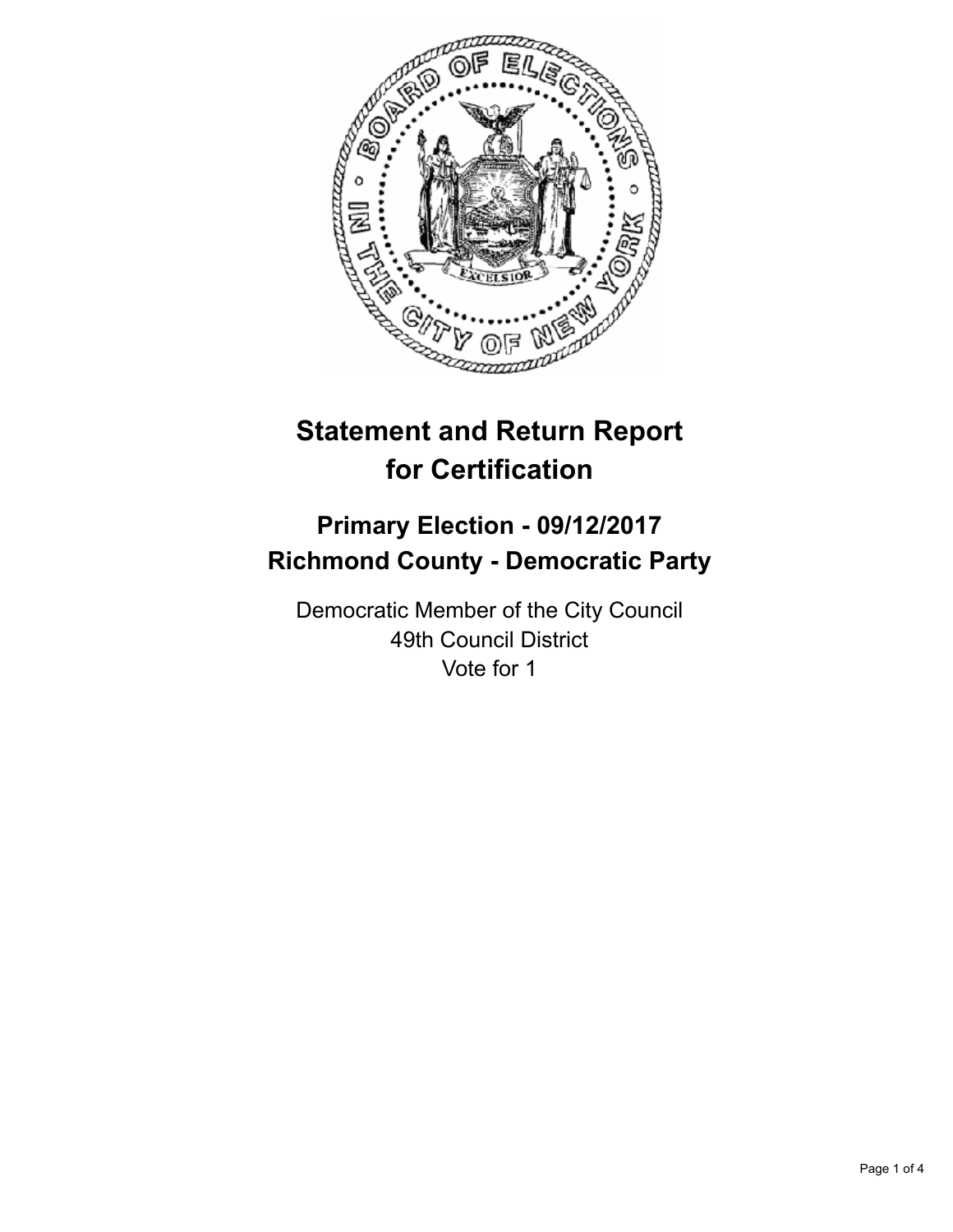# Statement and Return Report for Certification

## Primary Election - 09/12/2017
## Richmond County - Democratic Party

Democratic Member of the City Council
49th Council District
Vote for 1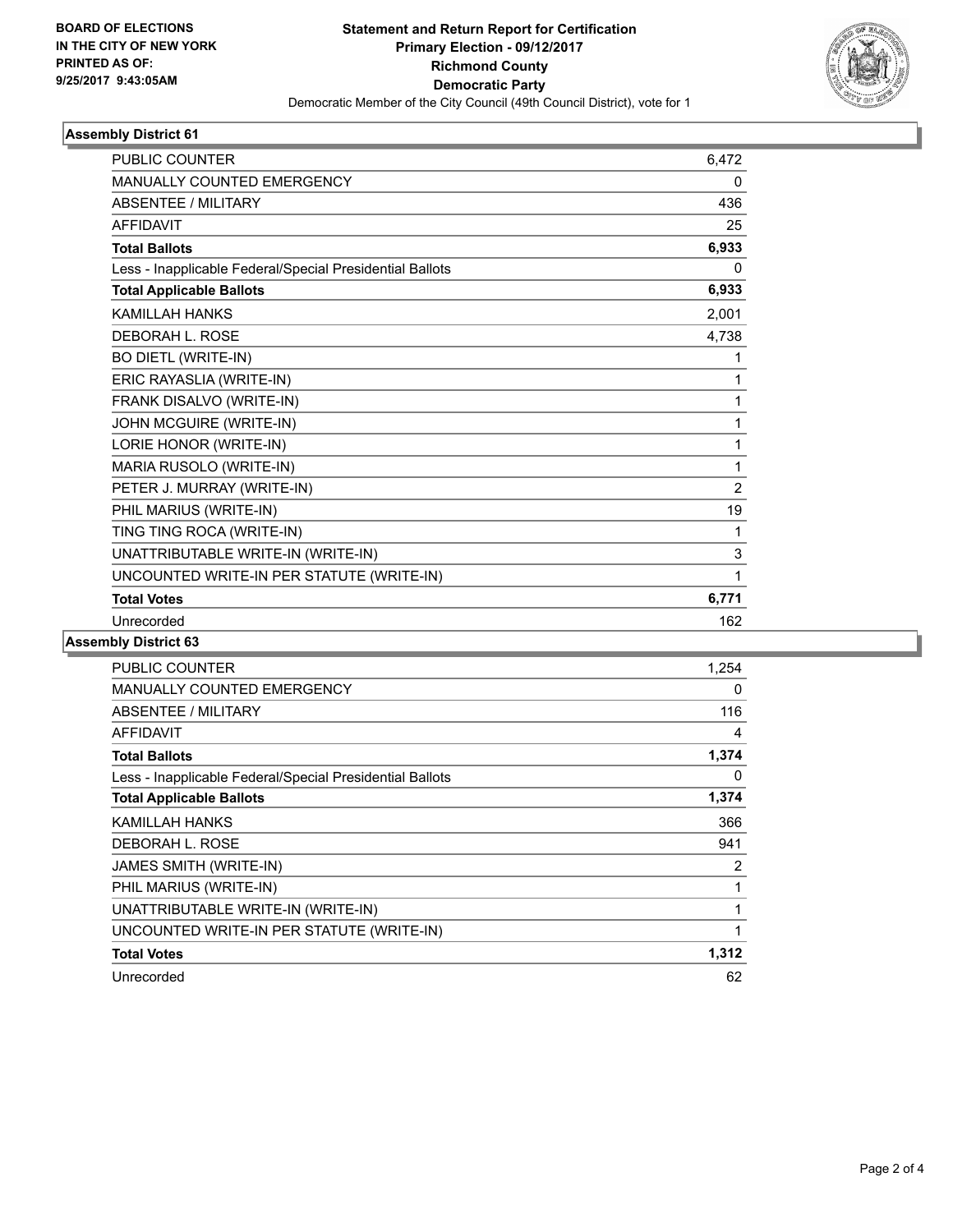BOARD OF ELECTIONS
IN THE CITY OF NEW YORK
PRINTED AS OF:
9/25/2017 9:43:05AM

**Statement and Return Report for Certification**
**Primary Election - 09/12/2017**
**Richmond County**
**Democratic Party**
Democratic Member of the City Council (49th Council District), vote for 1

### Assembly District 61

| | |
|---|---|
| PUBLIC COUNTER | 6,472 |
| MANUALLY COUNTED EMERGENCY | 0 |
| ABSENTEE / MILITARY | 436 |
| AFFIDAVIT | 25 |
| **Total Ballots** | **6,933** |
| Less - Inapplicable Federal/Special Presidential Ballots | 0 |
| **Total Applicable Ballots** | **6,933** |
| KAMILLAH HANKS | 2,001 |
| DEBORAH L. ROSE | 4,738 |
| BO DIETL (WRITE-IN) | 1 |
| ERIC RAYASLIA (WRITE-IN) | 1 |
| FRANK DISALVO (WRITE-IN) | 1 |
| JOHN MCGUIRE (WRITE-IN) | 1 |
| LORIE HONOR (WRITE-IN) | 1 |
| MARIA RUSOLO (WRITE-IN) | 1 |
| PETER J. MURRAY (WRITE-IN) | 2 |
| PHIL MARIUS (WRITE-IN) | 19 |
| TING TING ROCA (WRITE-IN) | 1 |
| UNATTRIBUTABLE WRITE-IN (WRITE-IN) | 3 |
| UNCOUNTED WRITE-IN PER STATUTE (WRITE-IN) | 1 |
| **Total Votes** | **6,771** |
| Unrecorded | 162 |

### Assembly District 63

| | |
|---|---|
| PUBLIC COUNTER | 1,254 |
| MANUALLY COUNTED EMERGENCY | 0 |
| ABSENTEE / MILITARY | 116 |
| AFFIDAVIT | 4 |
| **Total Ballots** | **1,374** |
| Less - Inapplicable Federal/Special Presidential Ballots | 0 |
| **Total Applicable Ballots** | **1,374** |
| KAMILLAH HANKS | 366 |
| DEBORAH L. ROSE | 941 |
| JAMES SMITH (WRITE-IN) | 2 |
| PHIL MARIUS (WRITE-IN) | 1 |
| UNATTRIBUTABLE WRITE-IN (WRITE-IN) | 1 |
| UNCOUNTED WRITE-IN PER STATUTE (WRITE-IN) | 1 |
| **Total Votes** | **1,312** |
| Unrecorded | 62 |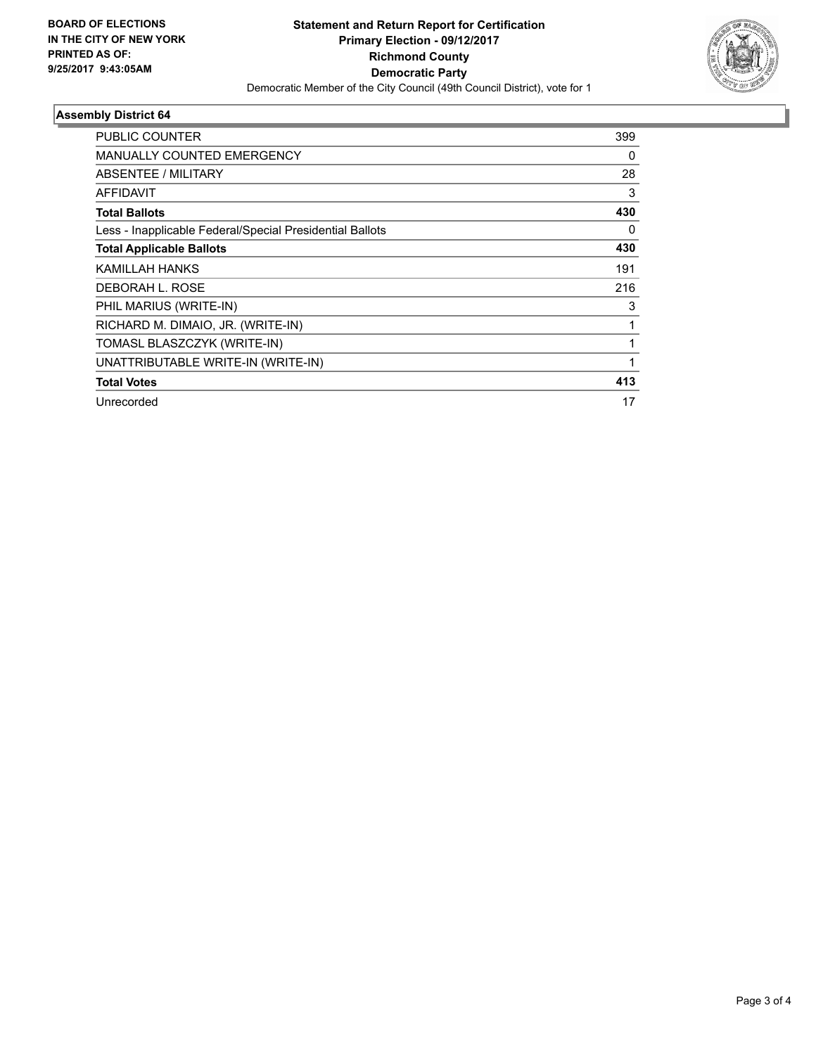BOARD OF ELECTIONS
IN THE CITY OF NEW YORK
PRINTED AS OF:
9/25/2017 9:43:05AM

**Statement and Return Report for Certification**
**Primary Election - 09/12/2017**
**Richmond County**
**Democratic Party**
Democratic Member of the City Council (49th Council District), vote for 1

### Assembly District 64

| | |
|---|---|
| PUBLIC COUNTER | 399 |
| MANUALLY COUNTED EMERGENCY | 0 |
| ABSENTEE / MILITARY | 28 |
| AFFIDAVIT | 3 |
| **Total Ballots** | **430** |
| Less - Inapplicable Federal/Special Presidential Ballots | 0 |
| **Total Applicable Ballots** | **430** |
| KAMILLAH HANKS | 191 |
| DEBORAH L. ROSE | 216 |
| PHIL MARIUS (WRITE-IN) | 3 |
| RICHARD M. DIMAIO, JR. (WRITE-IN) | 1 |
| TOMASL BLASZCZYK (WRITE-IN) | 1 |
| UNATTRIBUTABLE WRITE-IN (WRITE-IN) | 1 |
| **Total Votes** | **413** |
| Unrecorded | 17 |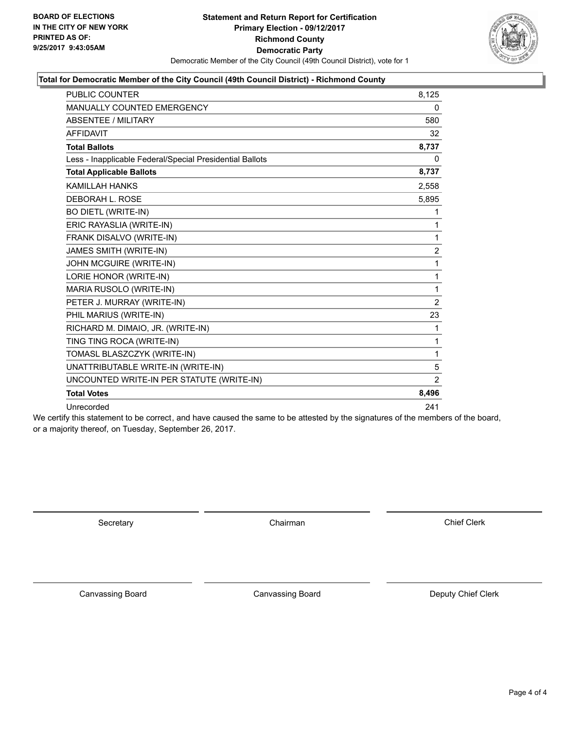**BOARD OF ELECTIONS**
**IN THE CITY OF NEW YORK**
**PRINTED AS OF:**
**9/25/2017 9:43:05AM**

## Statement and Return Report for Certification
## Primary Election - 09/12/2017
## Richmond County
## Democratic Party

Democratic Member of the City Council (49th Council District), vote for 1

### Total for Democratic Member of the City Council (49th Council District) - Richmond County

| | |
|---|---|
| PUBLIC COUNTER | 8,125 |
| MANUALLY COUNTED EMERGENCY | 0 |
| ABSENTEE / MILITARY | 580 |
| AFFIDAVIT | 32 |
| **Total Ballots** | **8,737** |
| Less - Inapplicable Federal/Special Presidential Ballots | 0 |
| **Total Applicable Ballots** | **8,737** |
| KAMILLAH HANKS | 2,558 |
| DEBORAH L. ROSE | 5,895 |
| BO DIETL (WRITE-IN) | 1 |
| ERIC RAYASLIA (WRITE-IN) | 1 |
| FRANK DISALVO (WRITE-IN) | 1 |
| JAMES SMITH (WRITE-IN) | 2 |
| JOHN MCGUIRE (WRITE-IN) | 1 |
| LORIE HONOR (WRITE-IN) | 1 |
| MARIA RUSOLO (WRITE-IN) | 1 |
| PETER J. MURRAY (WRITE-IN) | 2 |
| PHIL MARIUS (WRITE-IN) | 23 |
| RICHARD M. DIMAIO, JR. (WRITE-IN) | 1 |
| TING TING ROCA (WRITE-IN) | 1 |
| TOMASL BLASZCZYK (WRITE-IN) | 1 |
| UNATTRIBUTABLE WRITE-IN (WRITE-IN) | 5 |
| UNCOUNTED WRITE-IN PER STATUTE (WRITE-IN) | 2 |
| **Total Votes** | **8,496** |
| Unrecorded | 241 |

We certify this statement to be correct, and have caused the same to be attested by the signatures of the members of the board, or a majority thereof, on Tuesday, September 26, 2017.

Secretary

Chairman

Chief Clerk

Canvassing Board

Canvassing Board

Deputy Chief Clerk